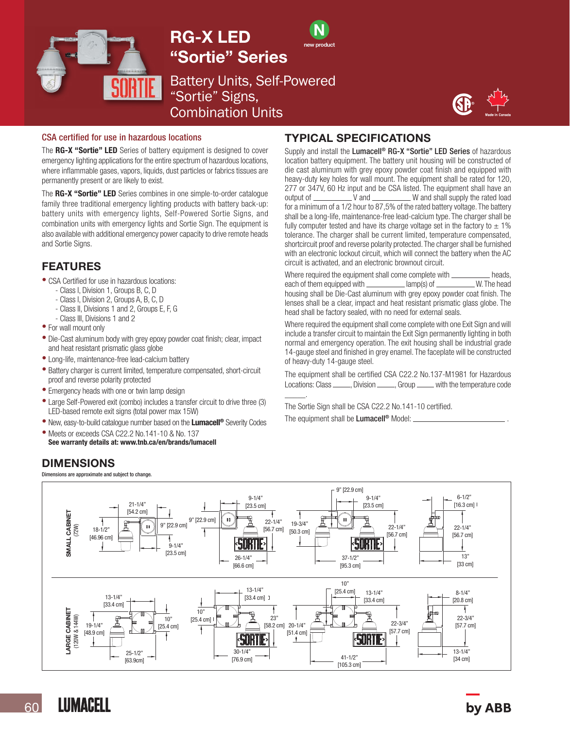# RG-X LED "Sortie" Series

new product

## Battery Units, Self-Powered "Sortie" Signs, Combination Units

Made in Canada

### CSA certified for use in hazardous locations

The **RG-X "Sortie" LED** Series of battery equipment is designed to cover emergency lighting applications for the entire spectrum of hazardous locations, where inflammable gases, vapors, liquids, dust particles or fabrics tissues are permanently present or are likely to exist.

The **RG-X "Sortie" LED** Series combines in one simple-to-order catalogue family three traditional emergency lighting products with battery back-up: battery units with emergency lights, Self-Powered Sortie Signs, and combination units with emergency lights and Sortie Sign. The equipment is also available with additional emergency power capacity to drive remote heads and Sortie Signs.

## FEATURES

- CSA Certified for use in hazardous locations:
  - Class I, Division 1, Groups B, C, D
  - Class I, Division 2, Groups A, B, C, D
  - Class II, Divisions 1 and 2, Groups E, F, G
  - Class III, Divisions 1 and 2
- For wall mount only
- Die-Cast aluminum body with grey epoxy powder coat finish; clear, impact and heat resistant prismatic glass globe
- Long-life, maintenance-free lead-calcium battery
- Battery charger is current limited, temperature compensated, short-circuit proof and reverse polarity protected
- Emergency heads with one or twin lamp design
- Large Self-Powered exit (combo) includes a transfer circuit to drive three (3) LED-based remote exit signs (total power max 15W)
- New, easy-to-build catalogue number based on the **Lumacell®** Severity Codes
- Meets or exceeds CSA C22.2 No.141-10 & No. 137

**See warranty details at: www.tnb.ca/en/brands/lumacell**

## TYPICAL SPECIFICATIONS

Supply and install the **Lumacell® RG-X "Sortie" LED Series** of hazardous location battery equipment. The battery unit housing will be constructed of die cast aluminum with grey epoxy powder coat finish and equipped with heavy-duty key holes for wall mount. The equipment shall be rated for 120, 277 or 347V, 60 Hz input and be CSA listed. The equipment shall have an output of __________ V and __________ W and shall supply the rated load for a minimum of a 1/2 hour to 87,5% of the rated battery voltage. The battery shall be a long-life, maintenance-free lead-calcium type. The charger shall be fully computer tested and have its charge voltage set in the factory to ± 1% tolerance. The charger shall be current limited, temperature compensated, shortcircuit proof and reverse polarity protected. The charger shall be furnished with an electronic lockout circuit, which will connect the battery when the AC circuit is activated, and an electronic brownout circuit.

Where required the equipment shall come complete with __________ heads, each of them equipped with __________ lamp(s) of __________ W. The head housing shall be Die-Cast aluminum with grey epoxy powder coat finish. The lenses shall be a clear, impact and heat resistant prismatic glass globe. The head shall be factory sealed, with no need for external seals.

Where required the equipment shall come complete with one Exit Sign and will include a transfer circuit to maintain the Exit Sign permanently lighting in both normal and emergency operation. The exit housing shall be industrial grade 14-gauge steel and finished in grey enamel. The faceplate will be constructed of heavy-duty 14-gauge steel.

The equipment shall be certified CSA C22.2 No.137-M1981 for Hazardous Locations: Class _____, Division _____, Group _____ with the temperature code _____.

The Sortie Sign shall be CSA C22.2 No.141-10 certified.

The equipment shall be **Lumacell®** Model: ______________________ .

## DIMENSIONS

Dimensions are approximate and subject to change.

**SMALL CABINET (72W)**

- Battery unit with heads: 21-1/4" [54.2 cm] W; 18-1/2" [46.96 cm] H; cabinet 9" [22.9 cm]; depth 9-1/4" [23.5 cm]
- Sortie sign unit: 9" [22.9 cm]; 9-1/4" [23.5 cm]; 22-1/4" [56.7 cm]; 26-1/4" [66.6 cm]
- Combination unit: 9" [22.9 cm]; 9-1/4" [23.5 cm]; 19-3/4" [50.3 cm]; 22-1/4" [56.7 cm]; 37-1/2" [95.3 cm]
- Side view: 6-1/2" [16.3 cm]; 22-1/4" [56.7 cm]; 13" [33 cm]

**LARGE CABINET (120W & 144W)**

- Battery unit with heads: 13-1/4" [33.4 cm]; 19-1/4" [48.9 cm]; 10" [25.4 cm]; 25-1/2" [63.9cm]
- Sortie sign unit: 13-1/4" [33.4 cm]; 10" [25.4 cm]; 23" [58.2 cm]; 30-1/4" [76.9 cm]
- Combination unit: 10" [25.4 cm]; 13-1/4" [33.4 cm]; 20-1/4" [51.4 cm]; 22-3/4" [57.7 cm]; 41-1/2" [105.3 cm]
- Side view: 8-1/4" [20.8 cm]; 22-3/4" [57.7 cm]; 13-1/4" [34 cm]

LUMACELL by ABB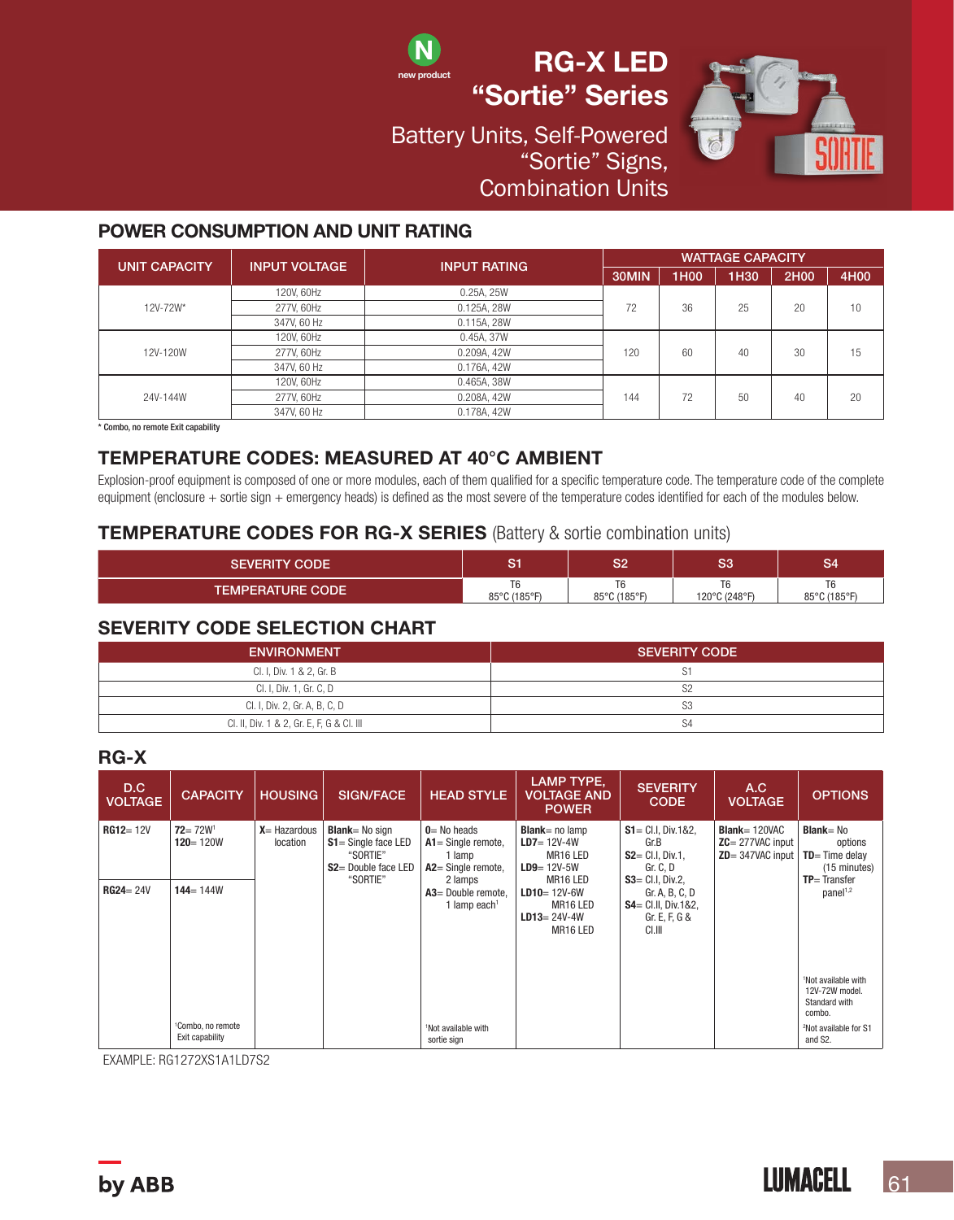# RG-X LED "Sortie" Series

Battery Units, Self-Powered "Sortie" Signs, Combination Units

## POWER CONSUMPTION AND UNIT RATING

| UNIT CAPACITY | INPUT VOLTAGE | INPUT RATING | WATTAGE CAPACITY | | | | |
|---|---|---|---|---|---|---|---|
| | | | 30MIN | 1H00 | 1H30 | 2H00 | 4H00 |
| 12V-72W* | 120V, 60Hz | 0.25A, 25W | 72 | 36 | 25 | 20 | 10 |
| | 277V, 60Hz | 0.125A, 28W | | | | | |
| | 347V, 60 Hz | 0.115A, 28W | | | | | |
| 12V-120W | 120V, 60Hz | 0.45A, 37W | 120 | 60 | 40 | 30 | 15 |
| | 277V, 60Hz | 0.209A, 42W | | | | | |
| | 347V, 60 Hz | 0.176A, 42W | | | | | |
| 24V-144W | 120V, 60Hz | 0.465A, 38W | 144 | 72 | 50 | 40 | 20 |
| | 277V, 60Hz | 0.208A, 42W | | | | | |
| | 347V, 60 Hz | 0.178A, 42W | | | | | |

\* Combo, no remote Exit capability

## TEMPERATURE CODES: MEASURED AT 40°C AMBIENT

Explosion-proof equipment is composed of one or more modules, each of them qualified for a specific temperature code. The temperature code of the complete equipment (enclosure + sortie sign + emergency heads) is defined as the most severe of the temperature codes identified for each of the modules below.

## TEMPERATURE CODES FOR RG-X SERIES (Battery & sortie combination units)

| SEVERITY CODE | S1 | S2 | S3 | S4 |
|---|---|---|---|---|
| TEMPERATURE CODE | T6 85°C (185°F) | T6 85°C (185°F) | T6 120°C (248°F) | T6 85°C (185°F) |

## SEVERITY CODE SELECTION CHART

| ENVIRONMENT | SEVERITY CODE |
|---|---|
| Cl. I, Div. 1 & 2, Gr. B | S1 |
| Cl. I, Div. 1, Gr. C, D | S2 |
| Cl. I, Div. 2, Gr. A, B, C, D | S3 |
| Cl. II, Div. 1 & 2, Gr. E, F, G & Cl. III | S4 |

## RG-X

| D.C VOLTAGE | CAPACITY | HOUSING | SIGN/FACE | HEAD STYLE | LAMP TYPE, VOLTAGE AND POWER | SEVERITY CODE | A.C VOLTAGE | OPTIONS |
|---|---|---|---|---|---|---|---|---|
| **RG12**= 12V | **72**= 72W[1] **120**= 120W | **X**= Hazardous location | **Blank**= No sign **S1**= Single face LED "SORTIE" **S2**= Double face LED "SORTIE" | **0**= No heads **A1**= Single remote, 1 lamp **A2**= Single remote, 2 lamps **A3**= Double remote, 1 lamp each[1] | **Blank**= no lamp **LD7**= 12V-4W MR16 LED **LD9**= 12V-5W MR16 LED **LD10**= 12V-6W MR16 LED **LD13**= 24V-4W MR16 LED | **S1**= Cl.I, Div.1&2, Gr.B **S2**= Cl.I, Div.1, Gr. C, D **S3**= Cl.I, Div.2, Gr. A, B, C, D **S4**= Cl.II, Div.1&2, Gr. E, F, G & Cl.III | **Blank**= 120VAC **ZC**= 277VAC input **ZD**= 347VAC input | **Blank**= No options **TD**= Time delay (15 minutes) **TP**= Transfer panel[1,2] |
| **RG24**= 24V | **144**= 144W | | | | | | | |
| | [1]Combo, no remote Exit capability | | | [1]Not available with sortie sign | | | | [1]Not available with 12V-72W model. Standard with combo. [2]Not available for S1 and S2. |

EXAMPLE: RG1272XS1A1LD7S2